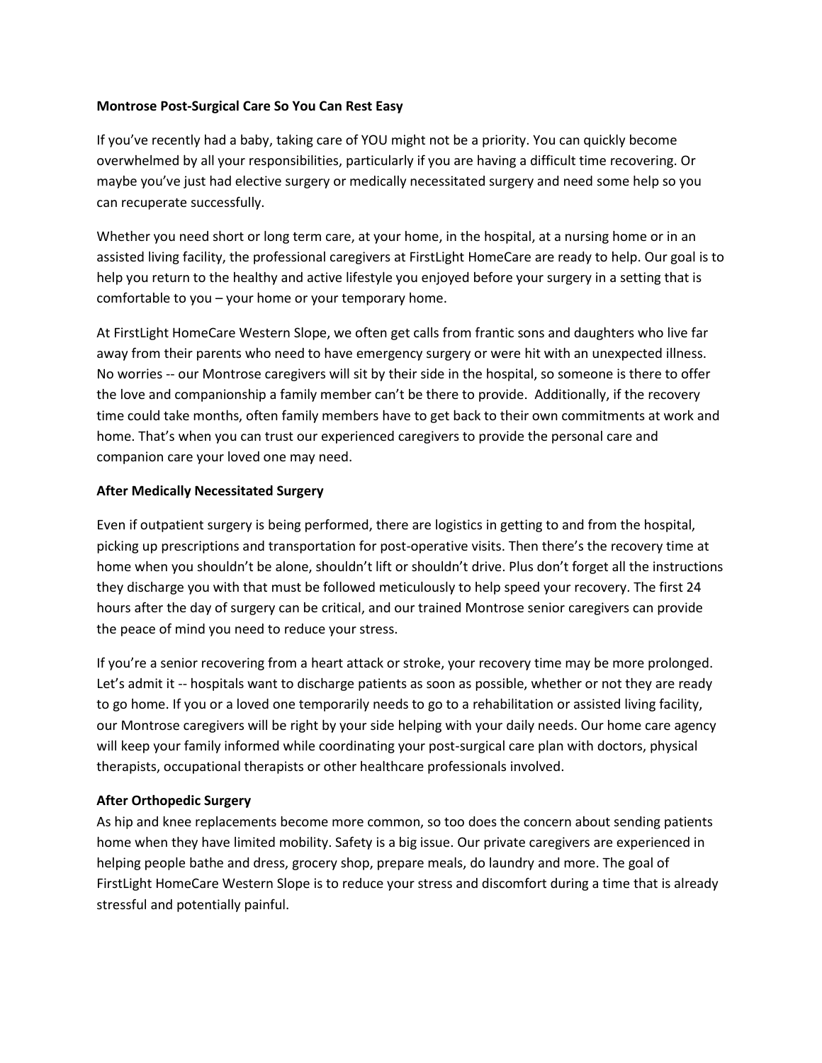**Montrose Post-Surgical Care So You Can Rest Easy**

If you've recently had a baby, taking care of YOU might not be a priority. You can quickly become overwhelmed by all your responsibilities, particularly if you are having a difficult time recovering. Or maybe you've just had elective surgery or medically necessitated surgery and need some help so you can recuperate successfully.

Whether you need short or long term care, at your home, in the hospital, at a nursing home or in an assisted living facility, the professional caregivers at FirstLight HomeCare are ready to help. Our goal is to help you return to the healthy and active lifestyle you enjoyed before your surgery in a setting that is comfortable to you – your home or your temporary home.

At FirstLight HomeCare Western Slope, we often get calls from frantic sons and daughters who live far away from their parents who need to have emergency surgery or were hit with an unexpected illness. No worries -- our Montrose caregivers will sit by their side in the hospital, so someone is there to offer the love and companionship a family member can't be there to provide. Additionally, if the recovery time could take months, often family members have to get back to their own commitments at work and home. That's when you can trust our experienced caregivers to provide the personal care and companion care your loved one may need.

**After Medically Necessitated Surgery**

Even if outpatient surgery is being performed, there are logistics in getting to and from the hospital, picking up prescriptions and transportation for post-operative visits. Then there's the recovery time at home when you shouldn't be alone, shouldn't lift or shouldn't drive. Plus don't forget all the instructions they discharge you with that must be followed meticulously to help speed your recovery. The first 24 hours after the day of surgery can be critical, and our trained Montrose senior caregivers can provide the peace of mind you need to reduce your stress.

If you're a senior recovering from a heart attack or stroke, your recovery time may be more prolonged. Let's admit it -- hospitals want to discharge patients as soon as possible, whether or not they are ready to go home. If you or a loved one temporarily needs to go to a rehabilitation or assisted living facility, our Montrose caregivers will be right by your side helping with your daily needs. Our home care agency will keep your family informed while coordinating your post-surgical care plan with doctors, physical therapists, occupational therapists or other healthcare professionals involved.

**After Orthopedic Surgery**

As hip and knee replacements become more common, so too does the concern about sending patients home when they have limited mobility. Safety is a big issue. Our private caregivers are experienced in helping people bathe and dress, grocery shop, prepare meals, do laundry and more. The goal of FirstLight HomeCare Western Slope is to reduce your stress and discomfort during a time that is already stressful and potentially painful.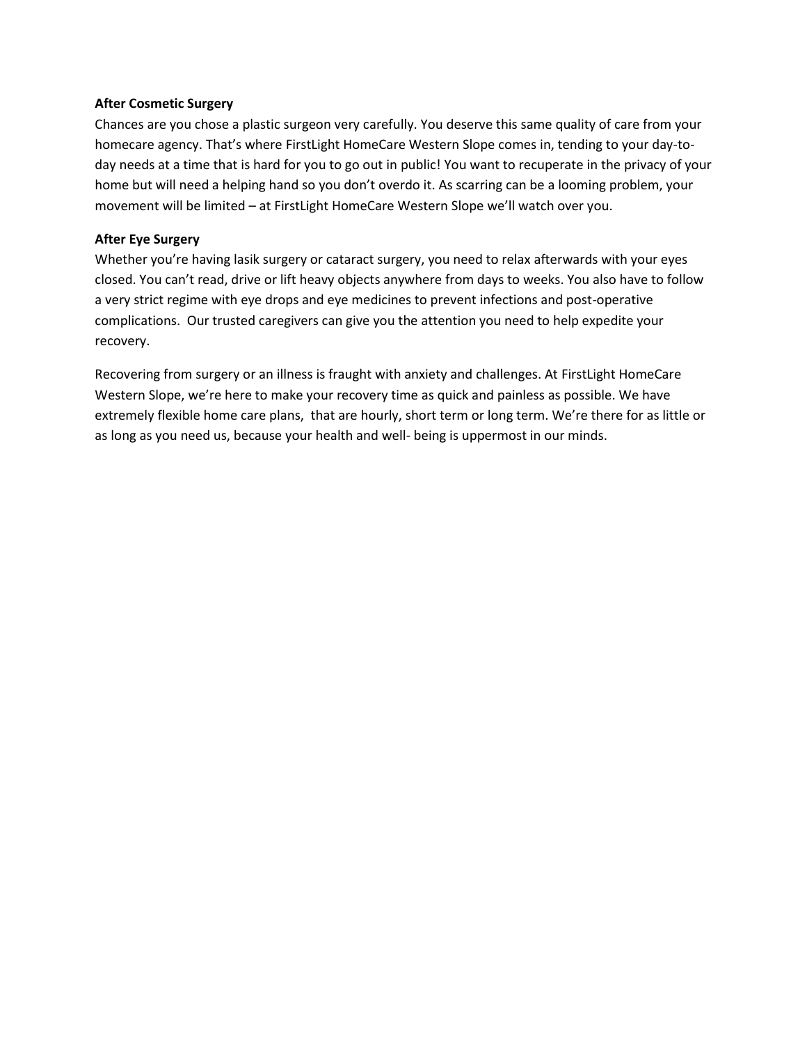**After Cosmetic Surgery**

Chances are you chose a plastic surgeon very carefully. You deserve this same quality of care from your homecare agency. That's where FirstLight HomeCare Western Slope comes in, tending to your day-to-day needs at a time that is hard for you to go out in public! You want to recuperate in the privacy of your home but will need a helping hand so you don't overdo it. As scarring can be a looming problem, your movement will be limited – at FirstLight HomeCare Western Slope we'll watch over you.

**After Eye Surgery**

Whether you're having lasik surgery or cataract surgery, you need to relax afterwards with your eyes closed. You can't read, drive or lift heavy objects anywhere from days to weeks. You also have to follow a very strict regime with eye drops and eye medicines to prevent infections and post-operative complications. Our trusted caregivers can give you the attention you need to help expedite your recovery.

Recovering from surgery or an illness is fraught with anxiety and challenges. At FirstLight HomeCare Western Slope, we're here to make your recovery time as quick and painless as possible. We have extremely flexible home care plans, that are hourly, short term or long term. We're there for as little or as long as you need us, because your health and well- being is uppermost in our minds.